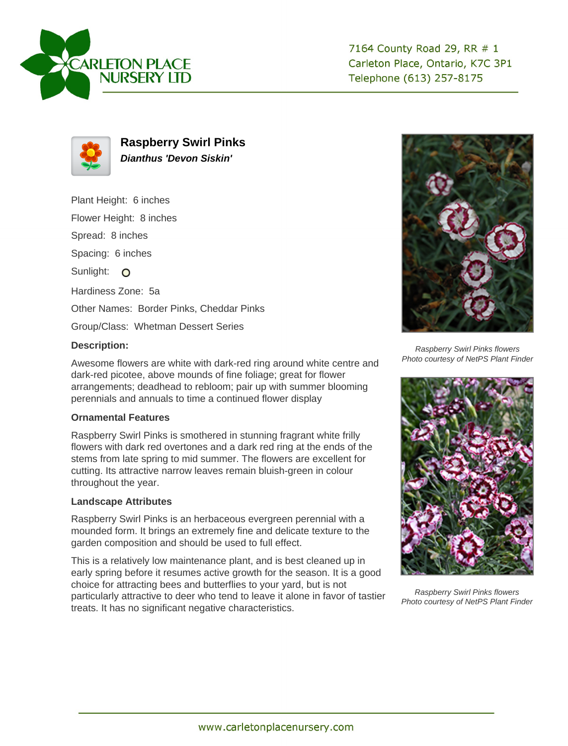CARLETON PLACE NURSERY LTD

7164 County Road 29, RR # 1
Carleton Place, Ontario, K7C 3P1
Telephone (613) 257-8175

## Raspberry Swirl Pinks

***Dianthus 'Devon Siskin'***

Plant Height: 6 inches

Flower Height: 8 inches

Spread: 8 inches

Spacing: 6 inches

Sunlight:

Hardiness Zone: 5a

Other Names: Border Pinks, Cheddar Pinks

Group/Class: Whetman Dessert Series

### Description:

Awesome flowers are white with dark-red ring around white centre and dark-red picotee, above mounds of fine foliage; great for flower arrangements; deadhead to rebloom; pair up with summer blooming perennials and annuals to time a continued flower display

### Ornamental Features

Raspberry Swirl Pinks is smothered in stunning fragrant white frilly flowers with dark red overtones and a dark red ring at the ends of the stems from late spring to mid summer. The flowers are excellent for cutting. Its attractive narrow leaves remain bluish-green in colour throughout the year.

### Landscape Attributes

Raspberry Swirl Pinks is an herbaceous evergreen perennial with a mounded form. It brings an extremely fine and delicate texture to the garden composition and should be used to full effect.

This is a relatively low maintenance plant, and is best cleaned up in early spring before it resumes active growth for the season. It is a good choice for attracting bees and butterflies to your yard, but is not particularly attractive to deer who tend to leave it alone in favor of tastier treats. It has no significant negative characteristics.

*Raspberry Swirl Pinks flowers*
*Photo courtesy of NetPS Plant Finder*

*Raspberry Swirl Pinks flowers*
*Photo courtesy of NetPS Plant Finder*

www.carletonplacenursery.com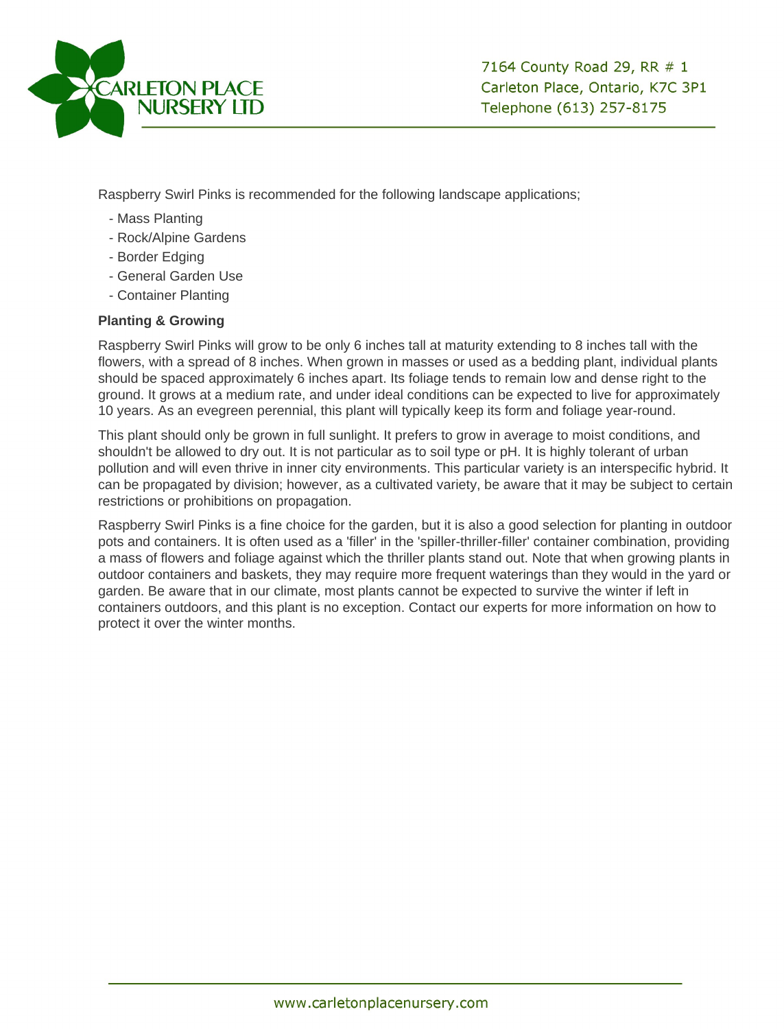Raspberry Swirl Pinks is recommended for the following landscape applications;

- Mass Planting
- Rock/Alpine Gardens
- Border Edging
- General Garden Use
- Container Planting

**Planting & Growing**

Raspberry Swirl Pinks will grow to be only 6 inches tall at maturity extending to 8 inches tall with the flowers, with a spread of 8 inches. When grown in masses or used as a bedding plant, individual plants should be spaced approximately 6 inches apart. Its foliage tends to remain low and dense right to the ground. It grows at a medium rate, and under ideal conditions can be expected to live for approximately 10 years. As an evegreen perennial, this plant will typically keep its form and foliage year-round.

This plant should only be grown in full sunlight. It prefers to grow in average to moist conditions, and shouldn't be allowed to dry out. It is not particular as to soil type or pH. It is highly tolerant of urban pollution and will even thrive in inner city environments. This particular variety is an interspecific hybrid. It can be propagated by division; however, as a cultivated variety, be aware that it may be subject to certain restrictions or prohibitions on propagation.

Raspberry Swirl Pinks is a fine choice for the garden, but it is also a good selection for planting in outdoor pots and containers. It is often used as a 'filler' in the 'spiller-thriller-filler' container combination, providing a mass of flowers and foliage against which the thriller plants stand out. Note that when growing plants in outdoor containers and baskets, they may require more frequent waterings than they would in the yard or garden. Be aware that in our climate, most plants cannot be expected to survive the winter if left in containers outdoors, and this plant is no exception. Contact our experts for more information on how to protect it over the winter months.